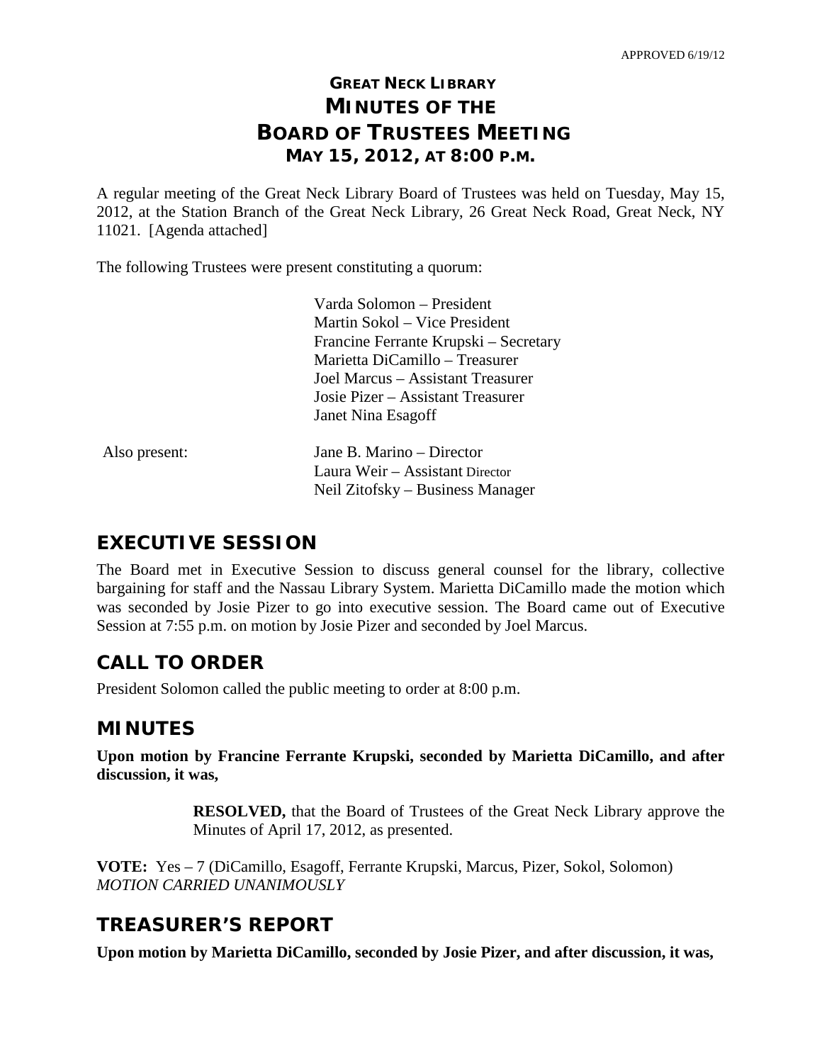APPROVED 6/19/12

# GREAT NECK LIBRARY
# MINUTES OF THE
# BOARD OF TRUSTEES MEETING
## MAY 15, 2012, AT 8:00 P.M.

A regular meeting of the Great Neck Library Board of Trustees was held on Tuesday, May 15, 2012, at the Station Branch of the Great Neck Library, 26 Great Neck Road, Great Neck, NY 11021. [Agenda attached]

The following Trustees were present constituting a quorum:

Varda Solomon – President
Martin Sokol – Vice President
Francine Ferrante Krupski – Secretary
Marietta DiCamillo – Treasurer
Joel Marcus – Assistant Treasurer
Josie Pizer – Assistant Treasurer
Janet Nina Esagoff

Also present:

Jane B. Marino – Director
Laura Weir – Assistant Director
Neil Zitofsky – Business Manager

## EXECUTIVE SESSION

The Board met in Executive Session to discuss general counsel for the library, collective bargaining for staff and the Nassau Library System. Marietta DiCamillo made the motion which was seconded by Josie Pizer to go into executive session. The Board came out of Executive Session at 7:55 p.m. on motion by Josie Pizer and seconded by Joel Marcus.

## CALL TO ORDER

President Solomon called the public meeting to order at 8:00 p.m.

## MINUTES

**Upon motion by Francine Ferrante Krupski, seconded by Marietta DiCamillo, and after discussion, it was,**

> **RESOLVED,** that the Board of Trustees of the Great Neck Library approve the Minutes of April 17, 2012, as presented.

**VOTE:** Yes – 7 (DiCamillo, Esagoff, Ferrante Krupski, Marcus, Pizer, Sokol, Solomon)
*MOTION CARRIED UNANIMOUSLY*

## TREASURER'S REPORT

**Upon motion by Marietta DiCamillo, seconded by Josie Pizer, and after discussion, it was,**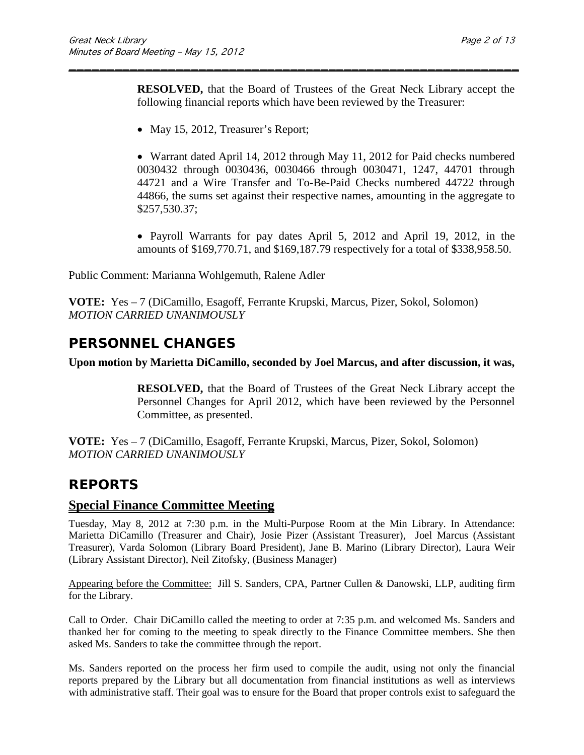**RESOLVED,** that the Board of Trustees of the Great Neck Library accept the following financial reports which have been reviewed by the Treasurer:

- May 15, 2012, Treasurer's Report;

- Warrant dated April 14, 2012 through May 11, 2012 for Paid checks numbered 0030432 through 0030436, 0030466 through 0030471, 1247, 44701 through 44721 and a Wire Transfer and To-Be-Paid Checks numbered 44722 through 44866, the sums set against their respective names, amounting in the aggregate to $257,530.37;

- Payroll Warrants for pay dates April 5, 2012 and April 19, 2012, in the amounts of $169,770.71, and $169,187.79 respectively for a total of $338,958.50.

Public Comment: Marianna Wohlgemuth, Ralene Adler

**VOTE:** Yes – 7 (DiCamillo, Esagoff, Ferrante Krupski, Marcus, Pizer, Sokol, Solomon)
*MOTION CARRIED UNANIMOUSLY*

## PERSONNEL CHANGES

**Upon motion by Marietta DiCamillo, seconded by Joel Marcus, and after discussion, it was,**

**RESOLVED,** that the Board of Trustees of the Great Neck Library accept the Personnel Changes for April 2012, which have been reviewed by the Personnel Committee, as presented.

**VOTE:** Yes – 7 (DiCamillo, Esagoff, Ferrante Krupski, Marcus, Pizer, Sokol, Solomon)
*MOTION CARRIED UNANIMOUSLY*

## REPORTS

### Special Finance Committee Meeting

Tuesday, May 8, 2012 at 7:30 p.m. in the Multi-Purpose Room at the Min Library. In Attendance: Marietta DiCamillo (Treasurer and Chair), Josie Pizer (Assistant Treasurer), Joel Marcus (Assistant Treasurer), Varda Solomon (Library Board President), Jane B. Marino (Library Director), Laura Weir (Library Assistant Director), Neil Zitofsky, (Business Manager)

Appearing before the Committee: Jill S. Sanders, CPA, Partner Cullen & Danowski, LLP, auditing firm for the Library.

Call to Order. Chair DiCamillo called the meeting to order at 7:35 p.m. and welcomed Ms. Sanders and thanked her for coming to the meeting to speak directly to the Finance Committee members. She then asked Ms. Sanders to take the committee through the report.

Ms. Sanders reported on the process her firm used to compile the audit, using not only the financial reports prepared by the Library but all documentation from financial institutions as well as interviews with administrative staff. Their goal was to ensure for the Board that proper controls exist to safeguard the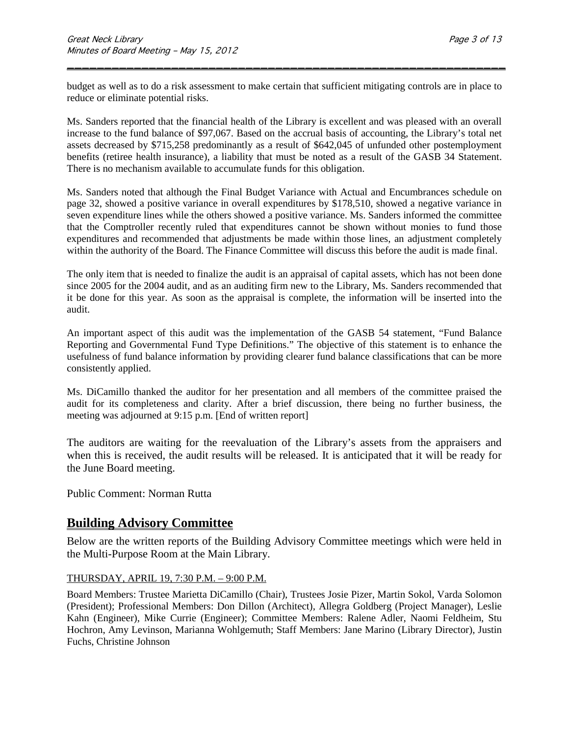budget as well as to do a risk assessment to make certain that sufficient mitigating controls are in place to reduce or eliminate potential risks.

Ms. Sanders reported that the financial health of the Library is excellent and was pleased with an overall increase to the fund balance of $97,067. Based on the accrual basis of accounting, the Library's total net assets decreased by $715,258 predominantly as a result of $642,045 of unfunded other postemployment benefits (retiree health insurance), a liability that must be noted as a result of the GASB 34 Statement. There is no mechanism available to accumulate funds for this obligation.

Ms. Sanders noted that although the Final Budget Variance with Actual and Encumbrances schedule on page 32, showed a positive variance in overall expenditures by $178,510, showed a negative variance in seven expenditure lines while the others showed a positive variance. Ms. Sanders informed the committee that the Comptroller recently ruled that expenditures cannot be shown without monies to fund those expenditures and recommended that adjustments be made within those lines, an adjustment completely within the authority of the Board. The Finance Committee will discuss this before the audit is made final.

The only item that is needed to finalize the audit is an appraisal of capital assets, which has not been done since 2005 for the 2004 audit, and as an auditing firm new to the Library, Ms. Sanders recommended that it be done for this year. As soon as the appraisal is complete, the information will be inserted into the audit.

An important aspect of this audit was the implementation of the GASB 54 statement, "Fund Balance Reporting and Governmental Fund Type Definitions." The objective of this statement is to enhance the usefulness of fund balance information by providing clearer fund balance classifications that can be more consistently applied.

Ms. DiCamillo thanked the auditor for her presentation and all members of the committee praised the audit for its completeness and clarity. After a brief discussion, there being no further business, the meeting was adjourned at 9:15 p.m. [End of written report]

The auditors are waiting for the reevaluation of the Library's assets from the appraisers and when this is received, the audit results will be released. It is anticipated that it will be ready for the June Board meeting.

Public Comment: Norman Rutta

## Building Advisory Committee

Below are the written reports of the Building Advisory Committee meetings which were held in the Multi-Purpose Room at the Main Library.

THURSDAY, APRIL 19, 7:30 P.M. – 9:00 P.M.

Board Members: Trustee Marietta DiCamillo (Chair), Trustees Josie Pizer, Martin Sokol, Varda Solomon (President); Professional Members: Don Dillon (Architect), Allegra Goldberg (Project Manager), Leslie Kahn (Engineer), Mike Currie (Engineer); Committee Members: Ralene Adler, Naomi Feldheim, Stu Hochron, Amy Levinson, Marianna Wohlgemuth; Staff Members: Jane Marino (Library Director), Justin Fuchs, Christine Johnson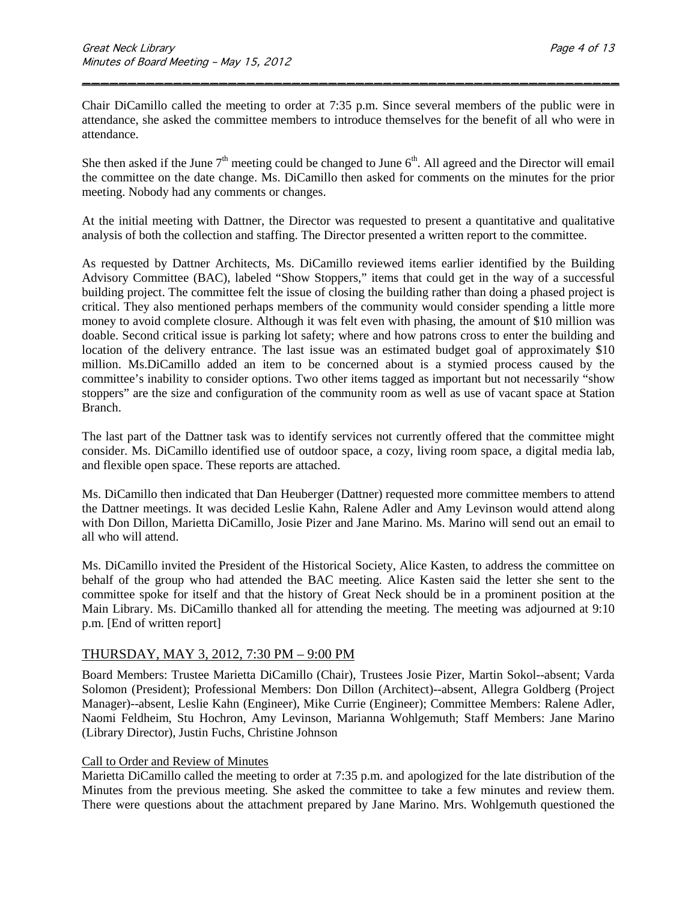Chair DiCamillo called the meeting to order at 7:35 p.m. Since several members of the public were in attendance, she asked the committee members to introduce themselves for the benefit of all who were in attendance.

She then asked if the June 7th meeting could be changed to June 6th. All agreed and the Director will email the committee on the date change. Ms. DiCamillo then asked for comments on the minutes for the prior meeting. Nobody had any comments or changes.

At the initial meeting with Dattner, the Director was requested to present a quantitative and qualitative analysis of both the collection and staffing. The Director presented a written report to the committee.

As requested by Dattner Architects, Ms. DiCamillo reviewed items earlier identified by the Building Advisory Committee (BAC), labeled "Show Stoppers," items that could get in the way of a successful building project. The committee felt the issue of closing the building rather than doing a phased project is critical. They also mentioned perhaps members of the community would consider spending a little more money to avoid complete closure. Although it was felt even with phasing, the amount of $10 million was doable. Second critical issue is parking lot safety; where and how patrons cross to enter the building and location of the delivery entrance. The last issue was an estimated budget goal of approximately $10 million. Ms.DiCamillo added an item to be concerned about is a stymied process caused by the committee's inability to consider options. Two other items tagged as important but not necessarily "show stoppers" are the size and configuration of the community room as well as use of vacant space at Station Branch.

The last part of the Dattner task was to identify services not currently offered that the committee might consider. Ms. DiCamillo identified use of outdoor space, a cozy, living room space, a digital media lab, and flexible open space. These reports are attached.

Ms. DiCamillo then indicated that Dan Heuberger (Dattner) requested more committee members to attend the Dattner meetings. It was decided Leslie Kahn, Ralene Adler and Amy Levinson would attend along with Don Dillon, Marietta DiCamillo, Josie Pizer and Jane Marino. Ms. Marino will send out an email to all who will attend.

Ms. DiCamillo invited the President of the Historical Society, Alice Kasten, to address the committee on behalf of the group who had attended the BAC meeting. Alice Kasten said the letter she sent to the committee spoke for itself and that the history of Great Neck should be in a prominent position at the Main Library. Ms. DiCamillo thanked all for attending the meeting. The meeting was adjourned at 9:10 p.m. [End of written report]

## THURSDAY, MAY 3, 2012, 7:30 PM – 9:00 PM

Board Members: Trustee Marietta DiCamillo (Chair), Trustees Josie Pizer, Martin Sokol--absent; Varda Solomon (President); Professional Members: Don Dillon (Architect)--absent, Allegra Goldberg (Project Manager)--absent, Leslie Kahn (Engineer), Mike Currie (Engineer); Committee Members: Ralene Adler, Naomi Feldheim, Stu Hochron, Amy Levinson, Marianna Wohlgemuth; Staff Members: Jane Marino (Library Director), Justin Fuchs, Christine Johnson

### Call to Order and Review of Minutes

Marietta DiCamillo called the meeting to order at 7:35 p.m. and apologized for the late distribution of the Minutes from the previous meeting. She asked the committee to take a few minutes and review them. There were questions about the attachment prepared by Jane Marino. Mrs. Wohlgemuth questioned the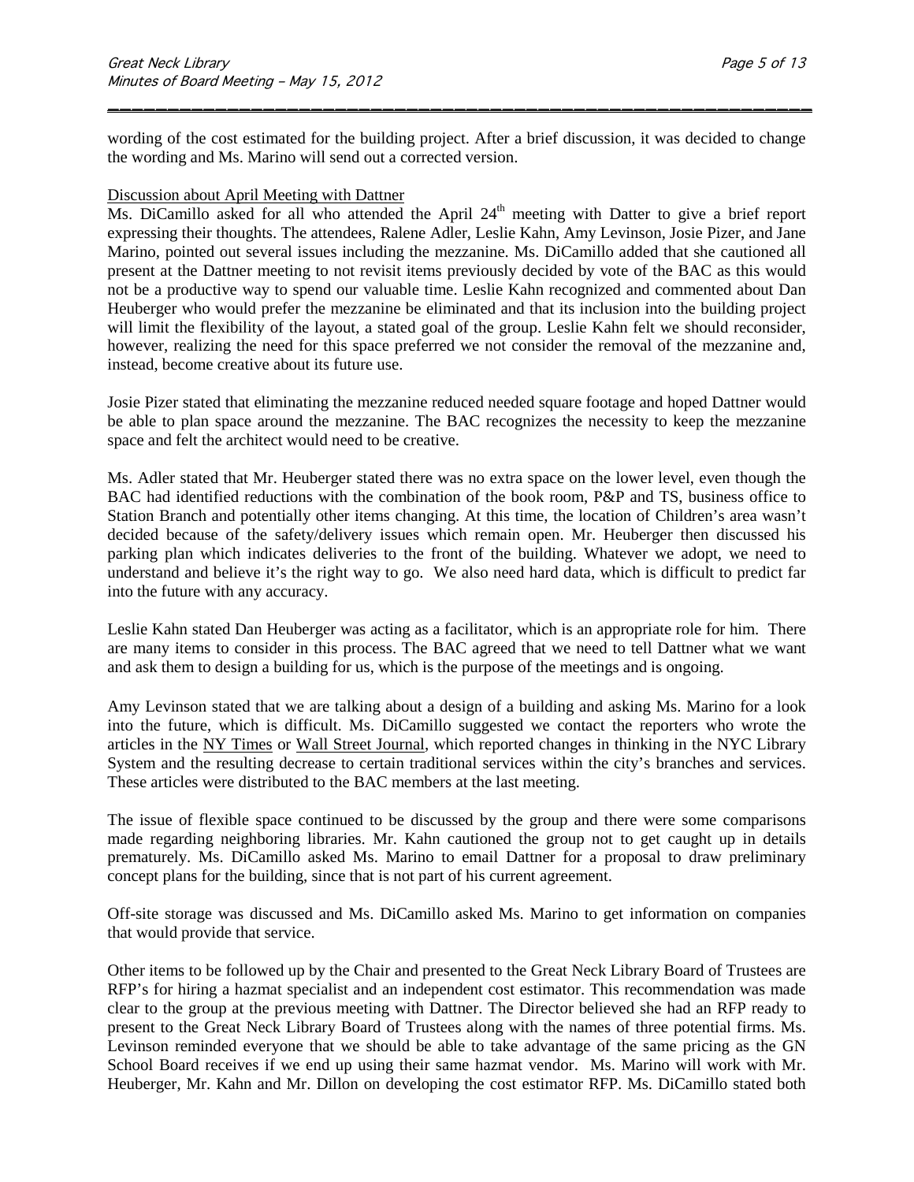wording of the cost estimated for the building project. After a brief discussion, it was decided to change the wording and Ms. Marino will send out a corrected version.

Discussion about April Meeting with Dattner

Ms. DiCamillo asked for all who attended the April 24th meeting with Datter to give a brief report expressing their thoughts. The attendees, Ralene Adler, Leslie Kahn, Amy Levinson, Josie Pizer, and Jane Marino, pointed out several issues including the mezzanine. Ms. DiCamillo added that she cautioned all present at the Dattner meeting to not revisit items previously decided by vote of the BAC as this would not be a productive way to spend our valuable time. Leslie Kahn recognized and commented about Dan Heuberger who would prefer the mezzanine be eliminated and that its inclusion into the building project will limit the flexibility of the layout, a stated goal of the group. Leslie Kahn felt we should reconsider, however, realizing the need for this space preferred we not consider the removal of the mezzanine and, instead, become creative about its future use.

Josie Pizer stated that eliminating the mezzanine reduced needed square footage and hoped Dattner would be able to plan space around the mezzanine. The BAC recognizes the necessity to keep the mezzanine space and felt the architect would need to be creative.

Ms. Adler stated that Mr. Heuberger stated there was no extra space on the lower level, even though the BAC had identified reductions with the combination of the book room, P&P and TS, business office to Station Branch and potentially other items changing. At this time, the location of Children's area wasn't decided because of the safety/delivery issues which remain open. Mr. Heuberger then discussed his parking plan which indicates deliveries to the front of the building. Whatever we adopt, we need to understand and believe it's the right way to go. We also need hard data, which is difficult to predict far into the future with any accuracy.

Leslie Kahn stated Dan Heuberger was acting as a facilitator, which is an appropriate role for him. There are many items to consider in this process. The BAC agreed that we need to tell Dattner what we want and ask them to design a building for us, which is the purpose of the meetings and is ongoing.

Amy Levinson stated that we are talking about a design of a building and asking Ms. Marino for a look into the future, which is difficult. Ms. DiCamillo suggested we contact the reporters who wrote the articles in the NY Times or Wall Street Journal, which reported changes in thinking in the NYC Library System and the resulting decrease to certain traditional services within the city's branches and services. These articles were distributed to the BAC members at the last meeting.

The issue of flexible space continued to be discussed by the group and there were some comparisons made regarding neighboring libraries. Mr. Kahn cautioned the group not to get caught up in details prematurely. Ms. DiCamillo asked Ms. Marino to email Dattner for a proposal to draw preliminary concept plans for the building, since that is not part of his current agreement.

Off-site storage was discussed and Ms. DiCamillo asked Ms. Marino to get information on companies that would provide that service.

Other items to be followed up by the Chair and presented to the Great Neck Library Board of Trustees are RFP's for hiring a hazmat specialist and an independent cost estimator. This recommendation was made clear to the group at the previous meeting with Dattner. The Director believed she had an RFP ready to present to the Great Neck Library Board of Trustees along with the names of three potential firms. Ms. Levinson reminded everyone that we should be able to take advantage of the same pricing as the GN School Board receives if we end up using their same hazmat vendor. Ms. Marino will work with Mr. Heuberger, Mr. Kahn and Mr. Dillon on developing the cost estimator RFP. Ms. DiCamillo stated both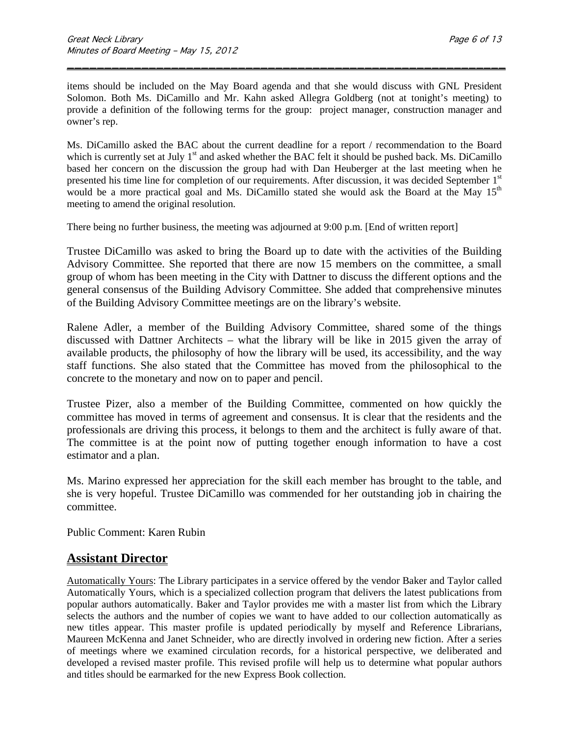items should be included on the May Board agenda and that she would discuss with GNL President Solomon. Both Ms. DiCamillo and Mr. Kahn asked Allegra Goldberg (not at tonight's meeting) to provide a definition of the following terms for the group: project manager, construction manager and owner's rep.

Ms. DiCamillo asked the BAC about the current deadline for a report / recommendation to the Board which is currently set at July 1st and asked whether the BAC felt it should be pushed back. Ms. DiCamillo based her concern on the discussion the group had with Dan Heuberger at the last meeting when he presented his time line for completion of our requirements. After discussion, it was decided September 1st would be a more practical goal and Ms. DiCamillo stated she would ask the Board at the May 15th meeting to amend the original resolution.

There being no further business, the meeting was adjourned at 9:00 p.m. [End of written report]

Trustee DiCamillo was asked to bring the Board up to date with the activities of the Building Advisory Committee. She reported that there are now 15 members on the committee, a small group of whom has been meeting in the City with Dattner to discuss the different options and the general consensus of the Building Advisory Committee. She added that comprehensive minutes of the Building Advisory Committee meetings are on the library's website.

Ralene Adler, a member of the Building Advisory Committee, shared some of the things discussed with Dattner Architects – what the library will be like in 2015 given the array of available products, the philosophy of how the library will be used, its accessibility, and the way staff functions. She also stated that the Committee has moved from the philosophical to the concrete to the monetary and now on to paper and pencil.

Trustee Pizer, also a member of the Building Committee, commented on how quickly the committee has moved in terms of agreement and consensus. It is clear that the residents and the professionals are driving this process, it belongs to them and the architect is fully aware of that. The committee is at the point now of putting together enough information to have a cost estimator and a plan.

Ms. Marino expressed her appreciation for the skill each member has brought to the table, and she is very hopeful. Trustee DiCamillo was commended for her outstanding job in chairing the committee.

Public Comment: Karen Rubin

## Assistant Director

Automatically Yours: The Library participates in a service offered by the vendor Baker and Taylor called Automatically Yours, which is a specialized collection program that delivers the latest publications from popular authors automatically. Baker and Taylor provides me with a master list from which the Library selects the authors and the number of copies we want to have added to our collection automatically as new titles appear. This master profile is updated periodically by myself and Reference Librarians, Maureen McKenna and Janet Schneider, who are directly involved in ordering new fiction. After a series of meetings where we examined circulation records, for a historical perspective, we deliberated and developed a revised master profile. This revised profile will help us to determine what popular authors and titles should be earmarked for the new Express Book collection.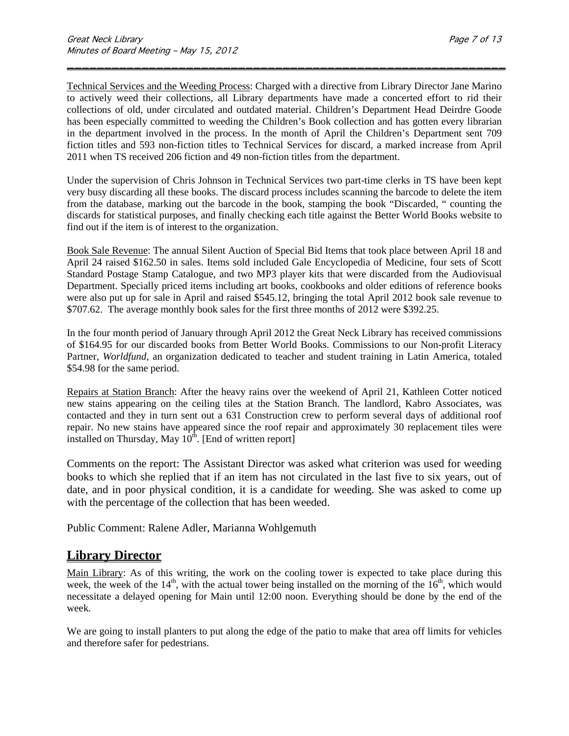Technical Services and the Weeding Process: Charged with a directive from Library Director Jane Marino to actively weed their collections, all Library departments have made a concerted effort to rid their collections of old, under circulated and outdated material. Children's Department Head Deirdre Goode has been especially committed to weeding the Children's Book collection and has gotten every librarian in the department involved in the process. In the month of April the Children's Department sent 709 fiction titles and 593 non-fiction titles to Technical Services for discard, a marked increase from April 2011 when TS received 206 fiction and 49 non-fiction titles from the department.

Under the supervision of Chris Johnson in Technical Services two part-time clerks in TS have been kept very busy discarding all these books. The discard process includes scanning the barcode to delete the item from the database, marking out the barcode in the book, stamping the book "Discarded, " counting the discards for statistical purposes, and finally checking each title against the Better World Books website to find out if the item is of interest to the organization.

Book Sale Revenue: The annual Silent Auction of Special Bid Items that took place between April 18 and April 24 raised $162.50 in sales. Items sold included Gale Encyclopedia of Medicine, four sets of Scott Standard Postage Stamp Catalogue, and two MP3 player kits that were discarded from the Audiovisual Department. Specially priced items including art books, cookbooks and older editions of reference books were also put up for sale in April and raised $545.12, bringing the total April 2012 book sale revenue to $707.62. The average monthly book sales for the first three months of 2012 were $392.25.

In the four month period of January through April 2012 the Great Neck Library has received commissions of $164.95 for our discarded books from Better World Books. Commissions to our Non-profit Literacy Partner, *Worldfund*, an organization dedicated to teacher and student training in Latin America, totaled $54.98 for the same period.

Repairs at Station Branch: After the heavy rains over the weekend of April 21, Kathleen Cotter noticed new stains appearing on the ceiling tiles at the Station Branch. The landlord, Kabro Associates, was contacted and they in turn sent out a 631 Construction crew to perform several days of additional roof repair. No new stains have appeared since the roof repair and approximately 30 replacement tiles were installed on Thursday, May 10th. [End of written report]

Comments on the report: The Assistant Director was asked what criterion was used for weeding books to which she replied that if an item has not circulated in the last five to six years, out of date, and in poor physical condition, it is a candidate for weeding. She was asked to come up with the percentage of the collection that has been weeded.

Public Comment: Ralene Adler, Marianna Wohlgemuth

## Library Director

Main Library: As of this writing, the work on the cooling tower is expected to take place during this week, the week of the 14th, with the actual tower being installed on the morning of the 16th, which would necessitate a delayed opening for Main until 12:00 noon. Everything should be done by the end of the week.

We are going to install planters to put along the edge of the patio to make that area off limits for vehicles and therefore safer for pedestrians.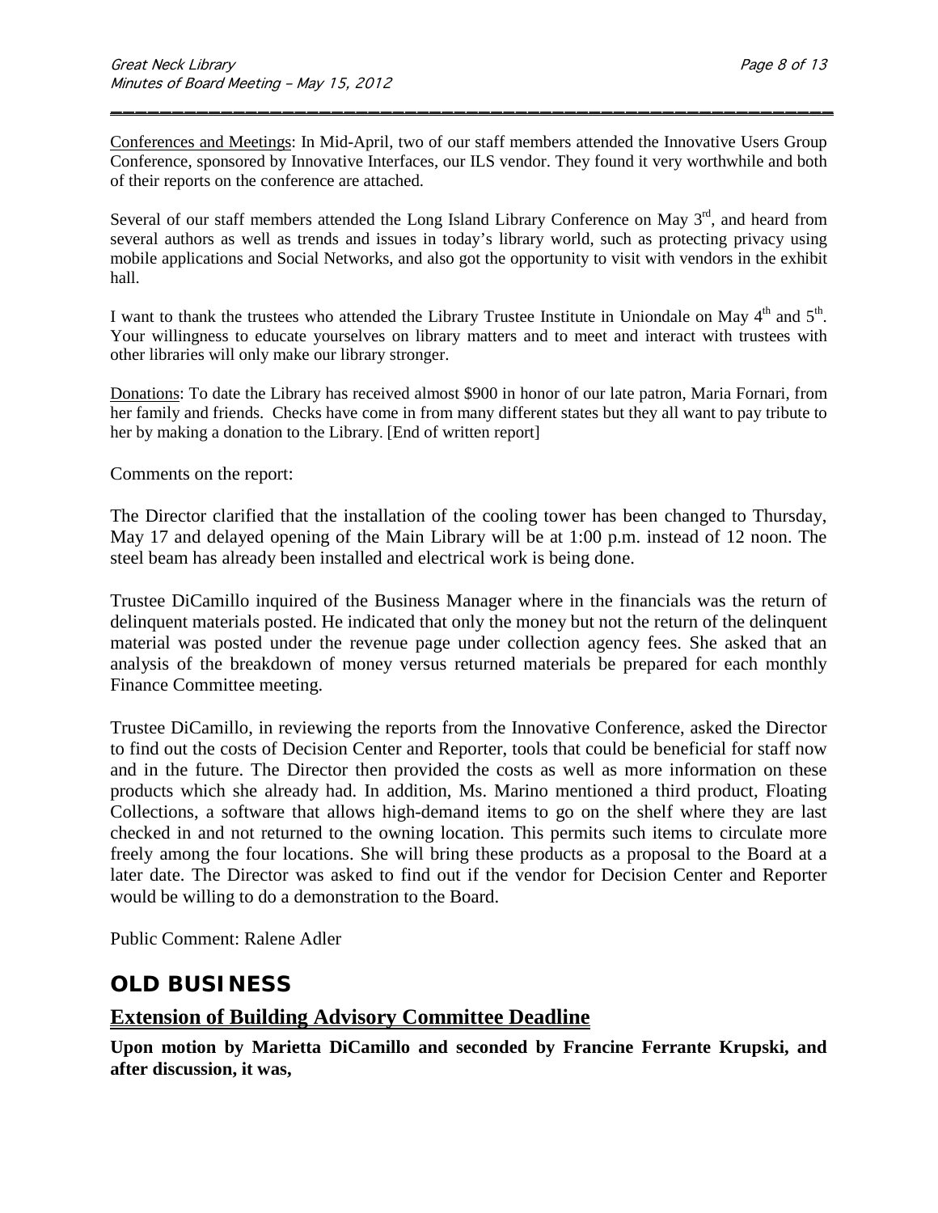Conferences and Meetings: In Mid-April, two of our staff members attended the Innovative Users Group Conference, sponsored by Innovative Interfaces, our ILS vendor. They found it very worthwhile and both of their reports on the conference are attached.

Several of our staff members attended the Long Island Library Conference on May 3rd, and heard from several authors as well as trends and issues in today's library world, such as protecting privacy using mobile applications and Social Networks, and also got the opportunity to visit with vendors in the exhibit hall.

I want to thank the trustees who attended the Library Trustee Institute in Uniondale on May 4th and 5th. Your willingness to educate yourselves on library matters and to meet and interact with trustees with other libraries will only make our library stronger.

Donations: To date the Library has received almost $900 in honor of our late patron, Maria Fornari, from her family and friends. Checks have come in from many different states but they all want to pay tribute to her by making a donation to the Library. [End of written report]

Comments on the report:

The Director clarified that the installation of the cooling tower has been changed to Thursday, May 17 and delayed opening of the Main Library will be at 1:00 p.m. instead of 12 noon. The steel beam has already been installed and electrical work is being done.

Trustee DiCamillo inquired of the Business Manager where in the financials was the return of delinquent materials posted. He indicated that only the money but not the return of the delinquent material was posted under the revenue page under collection agency fees. She asked that an analysis of the breakdown of money versus returned materials be prepared for each monthly Finance Committee meeting.

Trustee DiCamillo, in reviewing the reports from the Innovative Conference, asked the Director to find out the costs of Decision Center and Reporter, tools that could be beneficial for staff now and in the future. The Director then provided the costs as well as more information on these products which she already had. In addition, Ms. Marino mentioned a third product, Floating Collections, a software that allows high-demand items to go on the shelf where they are last checked in and not returned to the owning location. This permits such items to circulate more freely among the four locations. She will bring these products as a proposal to the Board at a later date. The Director was asked to find out if the vendor for Decision Center and Reporter would be willing to do a demonstration to the Board.

Public Comment: Ralene Adler

## OLD BUSINESS

### Extension of Building Advisory Committee Deadline

**Upon motion by Marietta DiCamillo and seconded by Francine Ferrante Krupski, and after discussion, it was,**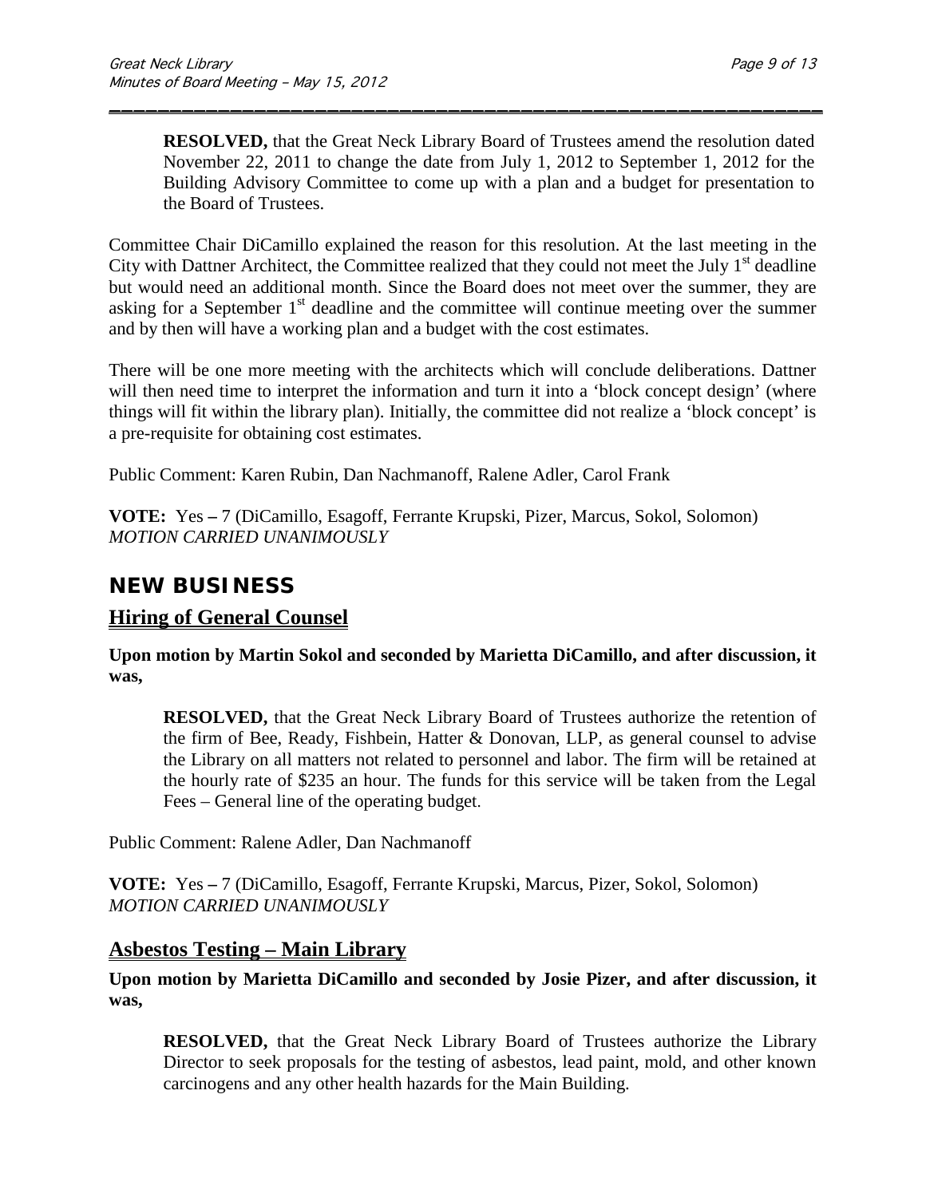> **RESOLVED,** that the Great Neck Library Board of Trustees amend the resolution dated November 22, 2011 to change the date from July 1, 2012 to September 1, 2012 for the Building Advisory Committee to come up with a plan and a budget for presentation to the Board of Trustees.

Committee Chair DiCamillo explained the reason for this resolution. At the last meeting in the City with Dattner Architect, the Committee realized that they could not meet the July 1st deadline but would need an additional month. Since the Board does not meet over the summer, they are asking for a September 1st deadline and the committee will continue meeting over the summer and by then will have a working plan and a budget with the cost estimates.

There will be one more meeting with the architects which will conclude deliberations. Dattner will then need time to interpret the information and turn it into a 'block concept design' (where things will fit within the library plan). Initially, the committee did not realize a 'block concept' is a pre-requisite for obtaining cost estimates.

Public Comment: Karen Rubin, Dan Nachmanoff, Ralene Adler, Carol Frank

**VOTE:** Yes **–** 7 (DiCamillo, Esagoff, Ferrante Krupski, Pizer, Marcus, Sokol, Solomon)
*MOTION CARRIED UNANIMOUSLY*

# NEW BUSINESS

## Hiring of General Counsel

**Upon motion by Martin Sokol and seconded by Marietta DiCamillo, and after discussion, it was,**

> **RESOLVED,** that the Great Neck Library Board of Trustees authorize the retention of the firm of Bee, Ready, Fishbein, Hatter & Donovan, LLP, as general counsel to advise the Library on all matters not related to personnel and labor. The firm will be retained at the hourly rate of $235 an hour. The funds for this service will be taken from the Legal Fees – General line of the operating budget.

Public Comment: Ralene Adler, Dan Nachmanoff

**VOTE:** Yes **–** 7 (DiCamillo, Esagoff, Ferrante Krupski, Marcus, Pizer, Sokol, Solomon)
*MOTION CARRIED UNANIMOUSLY*

## Asbestos Testing – Main Library

**Upon motion by Marietta DiCamillo and seconded by Josie Pizer, and after discussion, it was,**

> **RESOLVED,** that the Great Neck Library Board of Trustees authorize the Library Director to seek proposals for the testing of asbestos, lead paint, mold, and other known carcinogens and any other health hazards for the Main Building.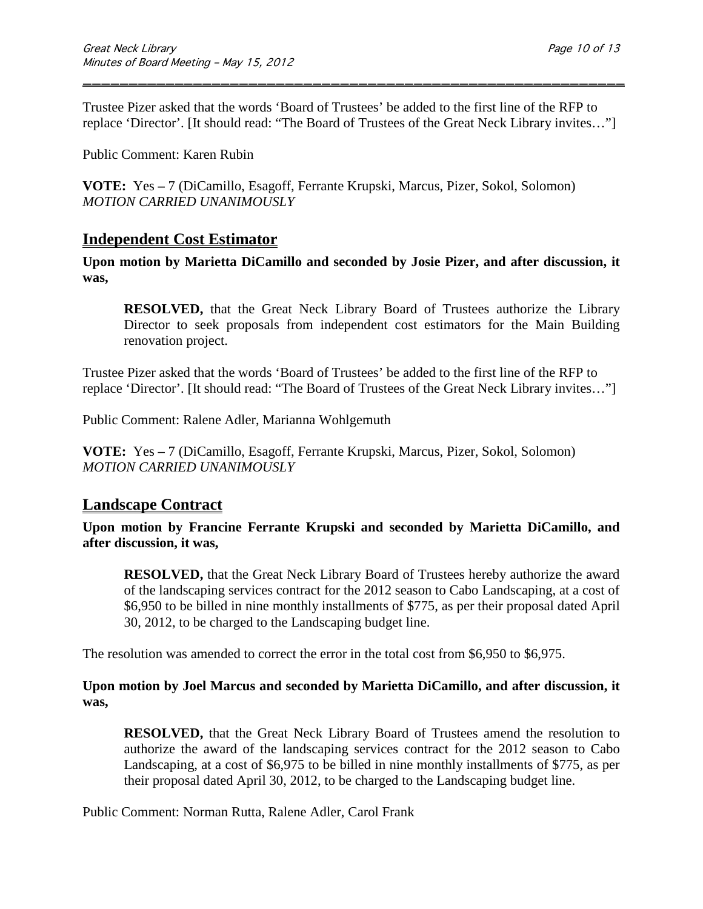Trustee Pizer asked that the words 'Board of Trustees' be added to the first line of the RFP to replace 'Director'. [It should read: "The Board of Trustees of the Great Neck Library invites…"]

Public Comment: Karen Rubin

**VOTE:** Yes – 7 (DiCamillo, Esagoff, Ferrante Krupski, Marcus, Pizer, Sokol, Solomon)
*MOTION CARRIED UNANIMOUSLY*

## Independent Cost Estimator

**Upon motion by Marietta DiCamillo and seconded by Josie Pizer, and after discussion, it was,**

> **RESOLVED,** that the Great Neck Library Board of Trustees authorize the Library Director to seek proposals from independent cost estimators for the Main Building renovation project.

Trustee Pizer asked that the words 'Board of Trustees' be added to the first line of the RFP to replace 'Director'. [It should read: "The Board of Trustees of the Great Neck Library invites…"]

Public Comment: Ralene Adler, Marianna Wohlgemuth

**VOTE:** Yes – 7 (DiCamillo, Esagoff, Ferrante Krupski, Marcus, Pizer, Sokol, Solomon)
*MOTION CARRIED UNANIMOUSLY*

## Landscape Contract

**Upon motion by Francine Ferrante Krupski and seconded by Marietta DiCamillo, and after discussion, it was,**

> **RESOLVED,** that the Great Neck Library Board of Trustees hereby authorize the award of the landscaping services contract for the 2012 season to Cabo Landscaping, at a cost of \$6,950 to be billed in nine monthly installments of \$775, as per their proposal dated April 30, 2012, to be charged to the Landscaping budget line.

The resolution was amended to correct the error in the total cost from \$6,950 to \$6,975.

**Upon motion by Joel Marcus and seconded by Marietta DiCamillo, and after discussion, it was,**

> **RESOLVED,** that the Great Neck Library Board of Trustees amend the resolution to authorize the award of the landscaping services contract for the 2012 season to Cabo Landscaping, at a cost of \$6,975 to be billed in nine monthly installments of \$775, as per their proposal dated April 30, 2012, to be charged to the Landscaping budget line.

Public Comment: Norman Rutta, Ralene Adler, Carol Frank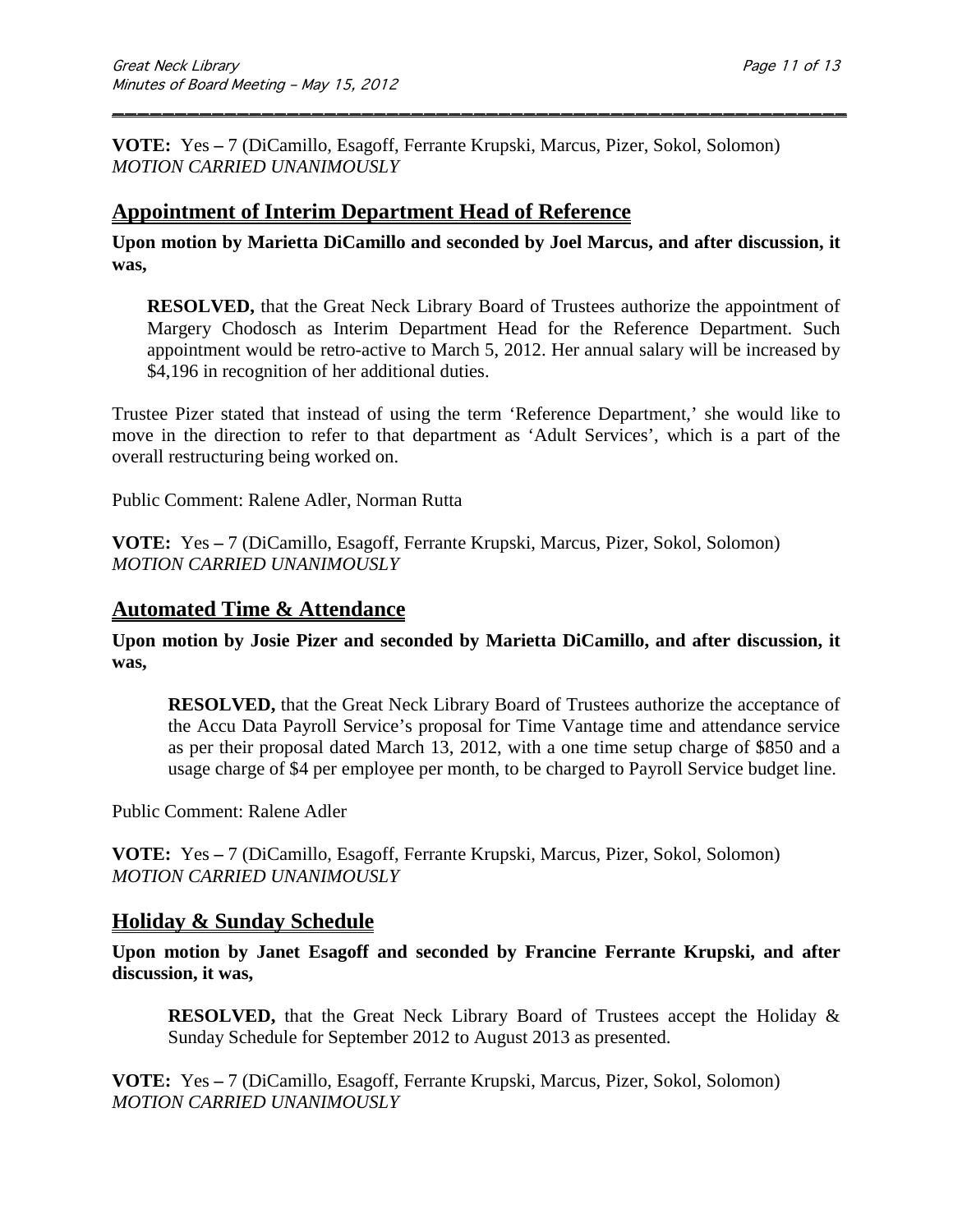**VOTE:** Yes **–** 7 (DiCamillo, Esagoff, Ferrante Krupski, Marcus, Pizer, Sokol, Solomon)
*MOTION CARRIED UNANIMOUSLY*

## Appointment of Interim Department Head of Reference

**Upon motion by Marietta DiCamillo and seconded by Joel Marcus, and after discussion, it was,**

> **RESOLVED,** that the Great Neck Library Board of Trustees authorize the appointment of Margery Chodosch as Interim Department Head for the Reference Department. Such appointment would be retro-active to March 5, 2012. Her annual salary will be increased by $4,196 in recognition of her additional duties.

Trustee Pizer stated that instead of using the term 'Reference Department,' she would like to move in the direction to refer to that department as 'Adult Services', which is a part of the overall restructuring being worked on.

Public Comment: Ralene Adler, Norman Rutta

**VOTE:** Yes **–** 7 (DiCamillo, Esagoff, Ferrante Krupski, Marcus, Pizer, Sokol, Solomon)
*MOTION CARRIED UNANIMOUSLY*

## Automated Time & Attendance

**Upon motion by Josie Pizer and seconded by Marietta DiCamillo, and after discussion, it was,**

> **RESOLVED,** that the Great Neck Library Board of Trustees authorize the acceptance of the Accu Data Payroll Service's proposal for Time Vantage time and attendance service as per their proposal dated March 13, 2012, with a one time setup charge of $850 and a usage charge of $4 per employee per month, to be charged to Payroll Service budget line.

Public Comment: Ralene Adler

**VOTE:** Yes **–** 7 (DiCamillo, Esagoff, Ferrante Krupski, Marcus, Pizer, Sokol, Solomon)
*MOTION CARRIED UNANIMOUSLY*

## Holiday & Sunday Schedule

**Upon motion by Janet Esagoff and seconded by Francine Ferrante Krupski, and after discussion, it was,**

> **RESOLVED,** that the Great Neck Library Board of Trustees accept the Holiday & Sunday Schedule for September 2012 to August 2013 as presented.

**VOTE:** Yes **–** 7 (DiCamillo, Esagoff, Ferrante Krupski, Marcus, Pizer, Sokol, Solomon)
*MOTION CARRIED UNANIMOUSLY*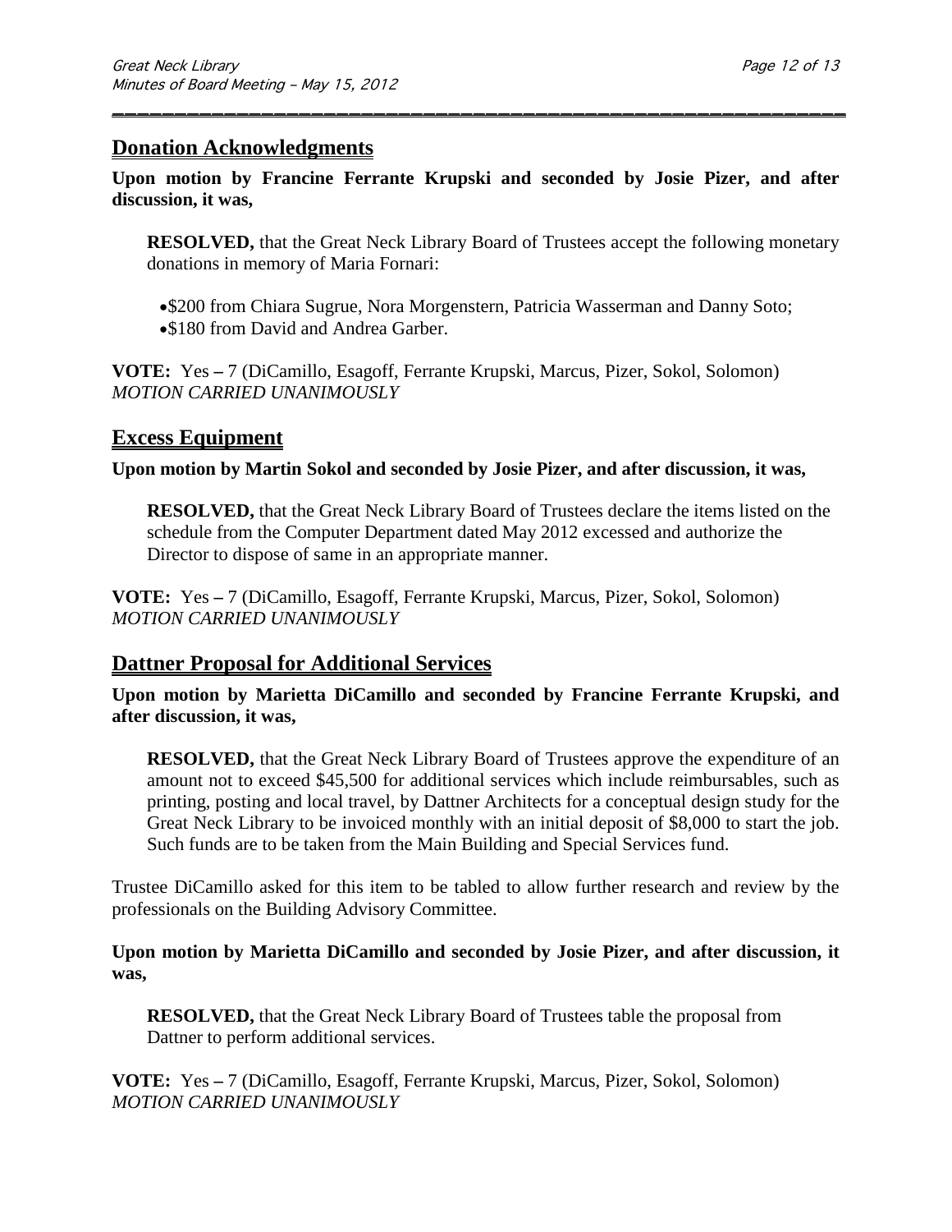## Donation Acknowledgments

**Upon motion by Francine Ferrante Krupski and seconded by Josie Pizer, and after discussion, it was,**

**RESOLVED,** that the Great Neck Library Board of Trustees accept the following monetary donations in memory of Maria Fornari:

- $200 from Chiara Sugrue, Nora Morgenstern, Patricia Wasserman and Danny Soto;
- $180 from David and Andrea Garber.

**VOTE:** Yes – 7 (DiCamillo, Esagoff, Ferrante Krupski, Marcus, Pizer, Sokol, Solomon)
*MOTION CARRIED UNANIMOUSLY*

## Excess Equipment

**Upon motion by Martin Sokol and seconded by Josie Pizer, and after discussion, it was,**

**RESOLVED,** that the Great Neck Library Board of Trustees declare the items listed on the schedule from the Computer Department dated May 2012 excessed and authorize the Director to dispose of same in an appropriate manner.

**VOTE:** Yes – 7 (DiCamillo, Esagoff, Ferrante Krupski, Marcus, Pizer, Sokol, Solomon)
*MOTION CARRIED UNANIMOUSLY*

## Dattner Proposal for Additional Services

**Upon motion by Marietta DiCamillo and seconded by Francine Ferrante Krupski, and after discussion, it was,**

**RESOLVED,** that the Great Neck Library Board of Trustees approve the expenditure of an amount not to exceed $45,500 for additional services which include reimbursables, such as printing, posting and local travel, by Dattner Architects for a conceptual design study for the Great Neck Library to be invoiced monthly with an initial deposit of $8,000 to start the job. Such funds are to be taken from the Main Building and Special Services fund.

Trustee DiCamillo asked for this item to be tabled to allow further research and review by the professionals on the Building Advisory Committee.

**Upon motion by Marietta DiCamillo and seconded by Josie Pizer, and after discussion, it was,**

**RESOLVED,** that the Great Neck Library Board of Trustees table the proposal from Dattner to perform additional services.

**VOTE:** Yes – 7 (DiCamillo, Esagoff, Ferrante Krupski, Marcus, Pizer, Sokol, Solomon)
*MOTION CARRIED UNANIMOUSLY*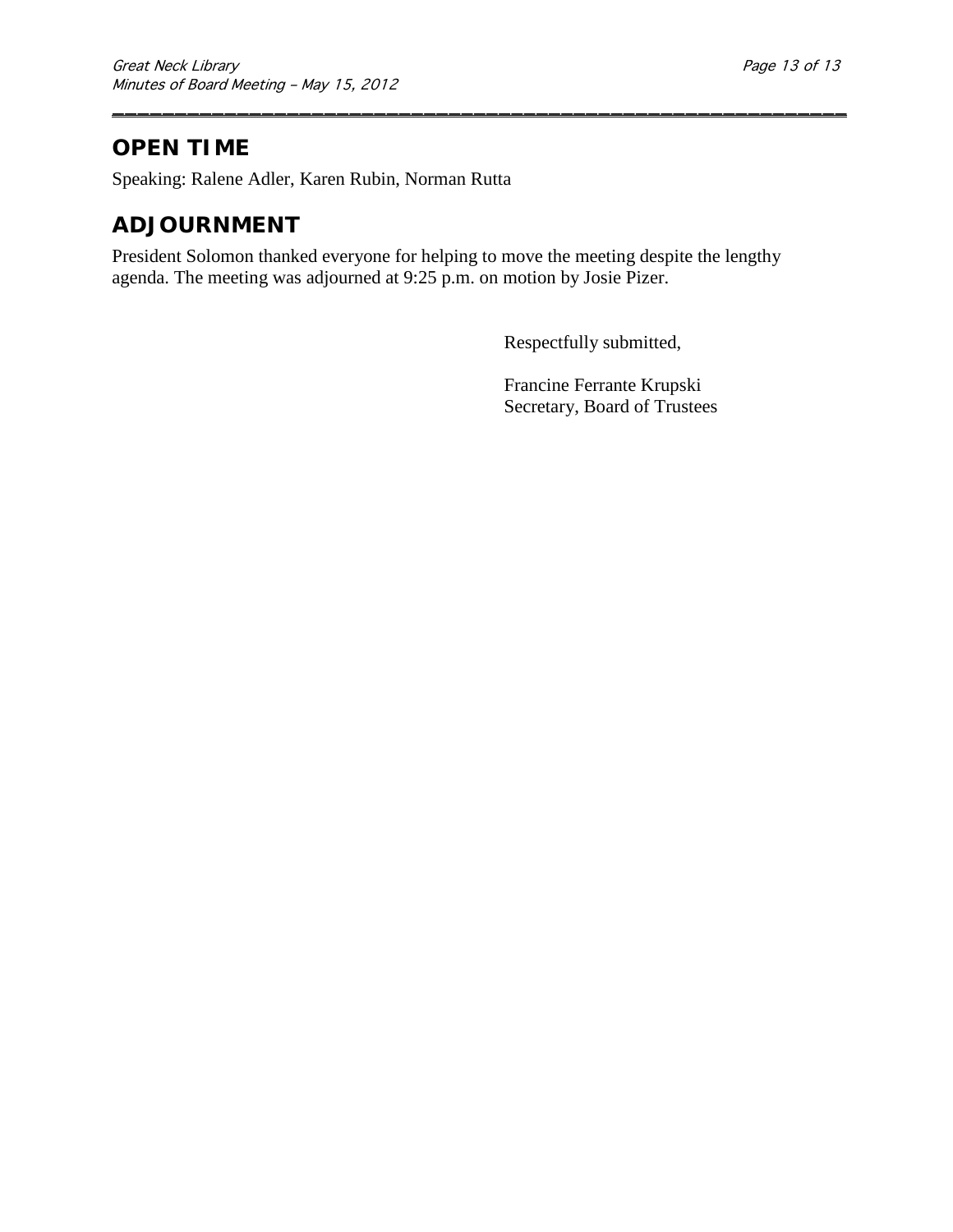## OPEN TIME

Speaking: Ralene Adler, Karen Rubin, Norman Rutta

## ADJOURNMENT

President Solomon thanked everyone for helping to move the meeting despite the lengthy agenda. The meeting was adjourned at 9:25 p.m. on motion by Josie Pizer.

Respectfully submitted,

Francine Ferrante Krupski
Secretary, Board of Trustees